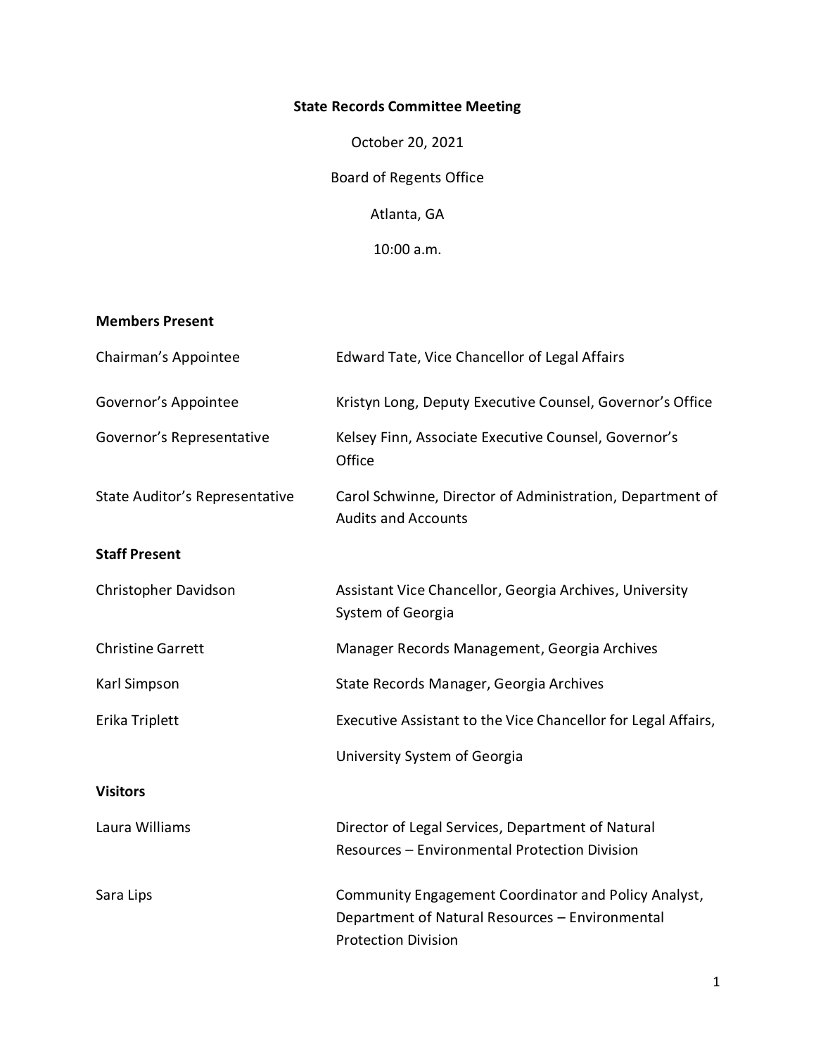# State Records Committee Meeting

October 20, 2021

Board of Regents Office

Atlanta, GA

10:00 a.m.

**Members Present**

| | |
|---|---|
| Chairman's Appointee | Edward Tate, Vice Chancellor of Legal Affairs |
| Governor's Appointee | Kristyn Long, Deputy Executive Counsel, Governor's Office |
| Governor's Representative | Kelsey Finn, Associate Executive Counsel, Governor's Office |
| State Auditor's Representative | Carol Schwinne, Director of Administration, Department of Audits and Accounts |

**Staff Present**

| | |
|---|---|
| Christopher Davidson | Assistant Vice Chancellor, Georgia Archives, University System of Georgia |
| Christine Garrett | Manager Records Management, Georgia Archives |
| Karl Simpson | State Records Manager, Georgia Archives |
| Erika Triplett | Executive Assistant to the Vice Chancellor for Legal Affairs, University System of Georgia |

**Visitors**

| | |
|---|---|
| Laura Williams | Director of Legal Services, Department of Natural Resources – Environmental Protection Division |
| Sara Lips | Community Engagement Coordinator and Policy Analyst, Department of Natural Resources – Environmental Protection Division |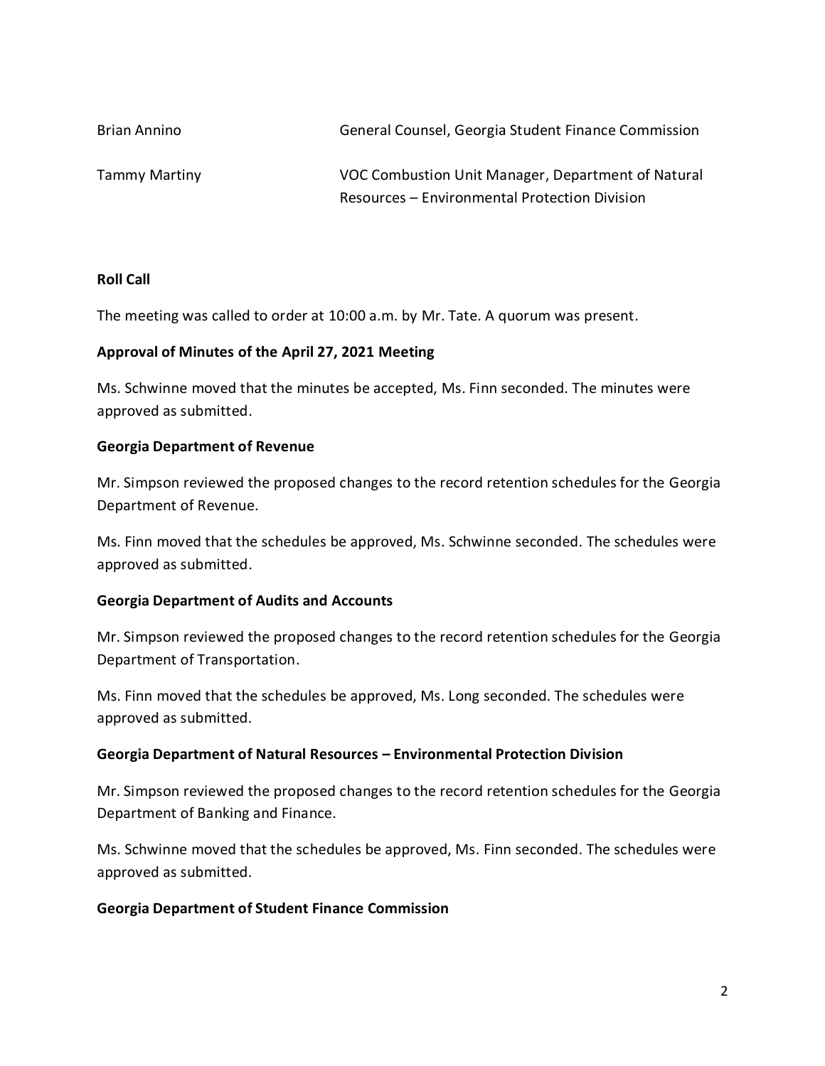| | |
|---|---|
| Brian Annino | General Counsel, Georgia Student Finance Commission |
| Tammy Martiny | VOC Combustion Unit Manager, Department of Natural Resources – Environmental Protection Division |

**Roll Call**

The meeting was called to order at 10:00 a.m. by Mr. Tate. A quorum was present.

**Approval of Minutes of the April 27, 2021 Meeting**

Ms. Schwinne moved that the minutes be accepted, Ms. Finn seconded. The minutes were approved as submitted.

**Georgia Department of Revenue**

Mr. Simpson reviewed the proposed changes to the record retention schedules for the Georgia Department of Revenue.

Ms. Finn moved that the schedules be approved, Ms. Schwinne seconded. The schedules were approved as submitted.

**Georgia Department of Audits and Accounts**

Mr. Simpson reviewed the proposed changes to the record retention schedules for the Georgia Department of Transportation.

Ms. Finn moved that the schedules be approved, Ms. Long seconded. The schedules were approved as submitted.

**Georgia Department of Natural Resources – Environmental Protection Division**

Mr. Simpson reviewed the proposed changes to the record retention schedules for the Georgia Department of Banking and Finance.

Ms. Schwinne moved that the schedules be approved, Ms. Finn seconded. The schedules were approved as submitted.

**Georgia Department of Student Finance Commission**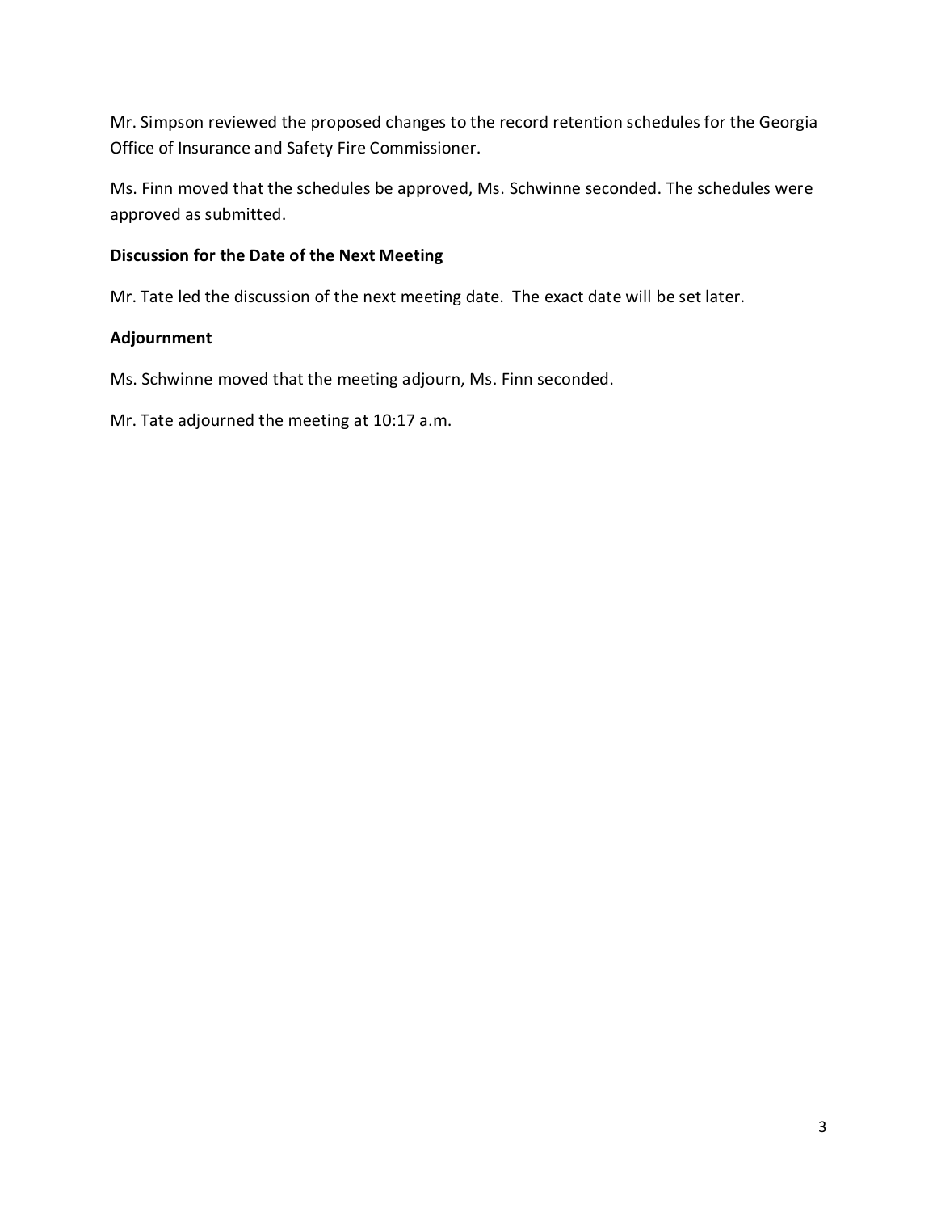Mr. Simpson reviewed the proposed changes to the record retention schedules for the Georgia Office of Insurance and Safety Fire Commissioner.

Ms. Finn moved that the schedules be approved, Ms. Schwinne seconded. The schedules were approved as submitted.

**Discussion for the Date of the Next Meeting**

Mr. Tate led the discussion of the next meeting date. The exact date will be set later.

**Adjournment**

Ms. Schwinne moved that the meeting adjourn, Ms. Finn seconded.

Mr. Tate adjourned the meeting at 10:17 a.m.